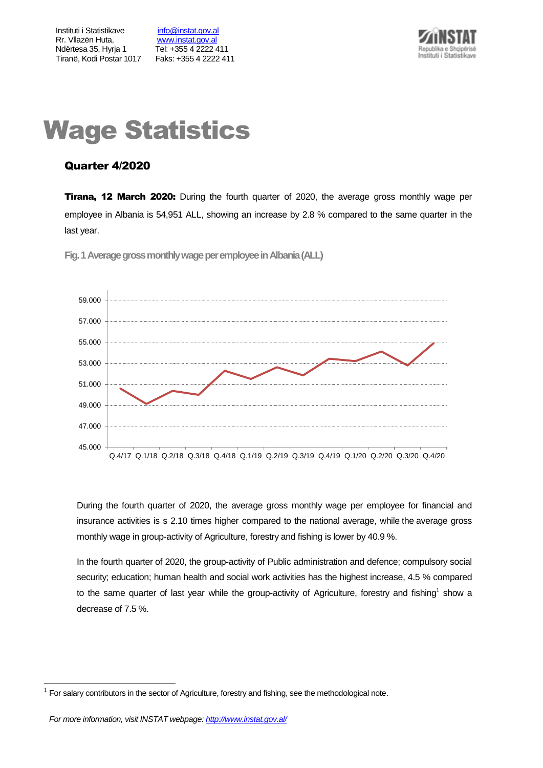Instituti i Statistikave
Rr. Vllazën Huta,
Ndërtesa 35, Hyrja 1
Tiranë, Kodi Postar 1017

info@instat.gov.al
www.instat.gov.al
Tel: +355 4 2222 411
Faks: +355 4 2222 411

# Wage Statistics

## Quarter 4/2020

**Tirana, 12 March 2020:** During the fourth quarter of 2020, the average gross monthly wage per employee in Albania is 54,951 ALL, showing an increase by 2.8 % compared to the same quarter in the last year.

**Fig. 1 Average gross monthly wage per employee in Albania (ALL)**

During the fourth quarter of 2020, the average gross monthly wage per employee for financial and insurance activities is s 2.10 times higher compared to the national average, while the average gross monthly wage in group-activity of Agriculture, forestry and fishing is lower by 40.9 %.

In the fourth quarter of 2020, the group-activity of Public administration and defence; compulsory social security; education; human health and social work activities has the highest increase, 4.5 % compared to the same quarter of last year while the group-activity of Agriculture, forestry and fishing[1] show a decrease of 7.5 %.

[1] For salary contributors in the sector of Agriculture, forestry and fishing, see the methodological note.

*For more information, visit INSTAT webpage: http://www.instat.gov.al/*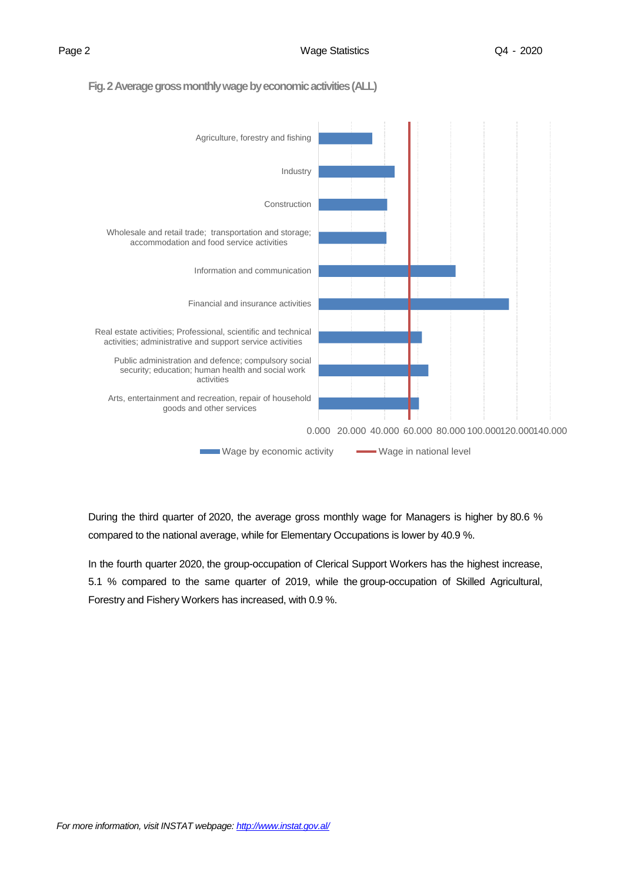**Fig. 2 Average gross monthly wage by economic activities (ALL)**

During the third quarter of 2020, the average gross monthly wage for Managers is higher by 80.6 % compared to the national average, while for Elementary Occupations is lower by 40.9 %.

In the fourth quarter 2020, the group-occupation of Clerical Support Workers has the highest increase, 5.1 % compared to the same quarter of 2019, while the group-occupation of Skilled Agricultural, Forestry and Fishery Workers has increased, with 0.9 %.

*For more information, visit INSTAT webpage: [http://www.instat.gov.al/](http://www.instat.gov.al/)*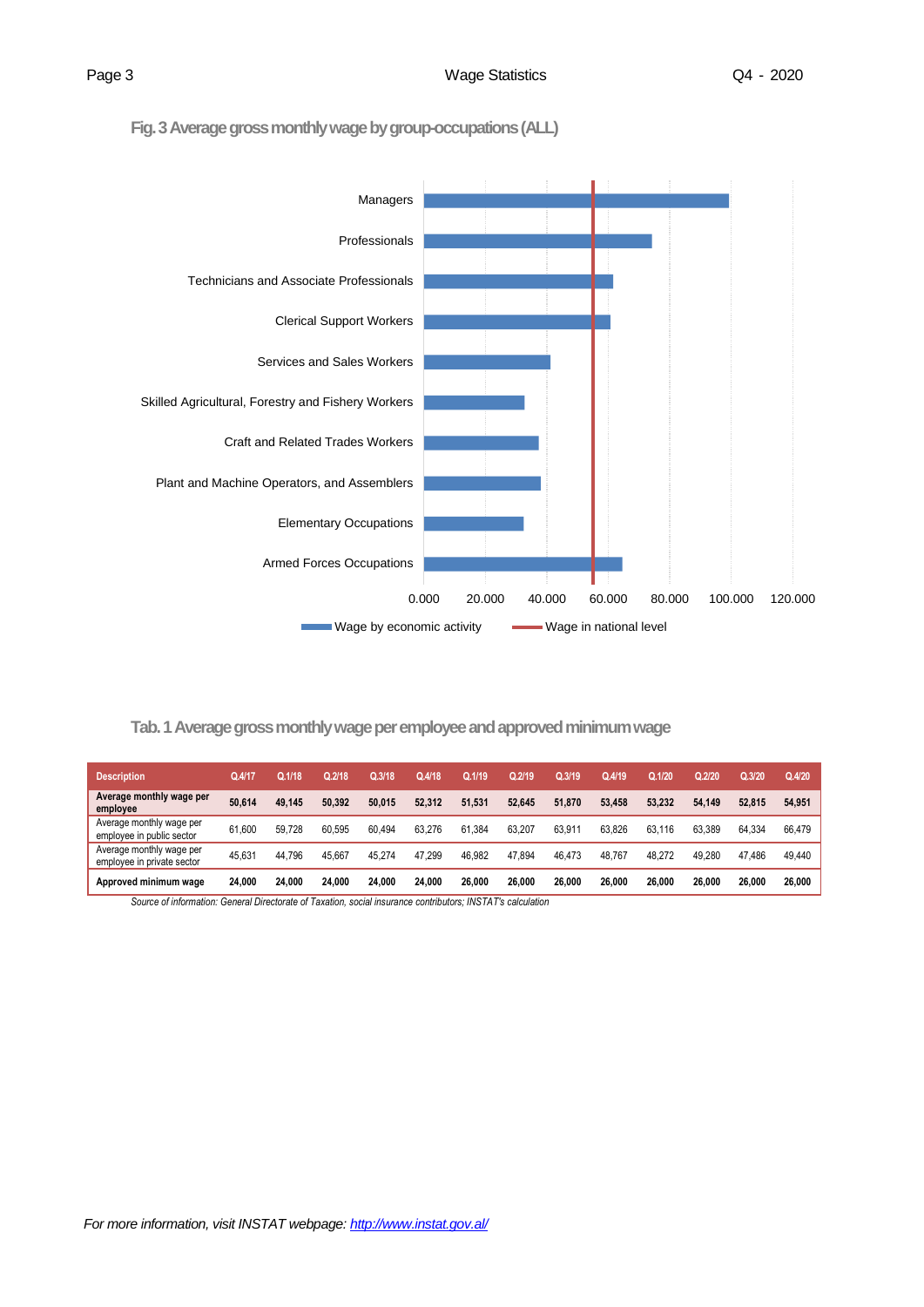**Fig. 3 Average gross monthly wage by group-occupations (ALL)**

**Tab. 1 Average gross monthly wage per employee and approved minimum wage**

| Description | Q.4/17 | Q.1/18 | Q.2/18 | Q.3/18 | Q.4/18 | Q.1/19 | Q.2/19 | Q.3/19 | Q.4/19 | Q.1/20 | Q.2/20 | Q.3/20 | Q.4/20 |
|---|---|---|---|---|---|---|---|---|---|---|---|---|---|
| **Average monthly wage per employee** | **50,614** | **49,145** | **50,392** | **50,015** | **52,312** | **51,531** | **52,645** | **51,870** | **53,458** | **53,232** | **54,149** | **52,815** | **54,951** |
| Average monthly wage per employee in public sector | 61,600 | 59,728 | 60,595 | 60,494 | 63,276 | 61,384 | 63,207 | 63,911 | 63,826 | 63,116 | 63,389 | 64,334 | 66,479 |
| Average monthly wage per employee in private sector | 45,631 | 44,796 | 45,667 | 45,274 | 47,299 | 46,982 | 47,894 | 46,473 | 48,767 | 48,272 | 49,280 | 47,486 | 49,440 |
| **Approved minimum wage** | **24,000** | **24,000** | **24,000** | **24,000** | **24,000** | **26,000** | **26,000** | **26,000** | **26,000** | **26,000** | **26,000** | **26,000** | **26,000** |

*Source of information: General Directorate of Taxation, social insurance contributors; INSTAT's calculation*

*For more information, visit INSTAT webpage: http://www.instat.gov.al/*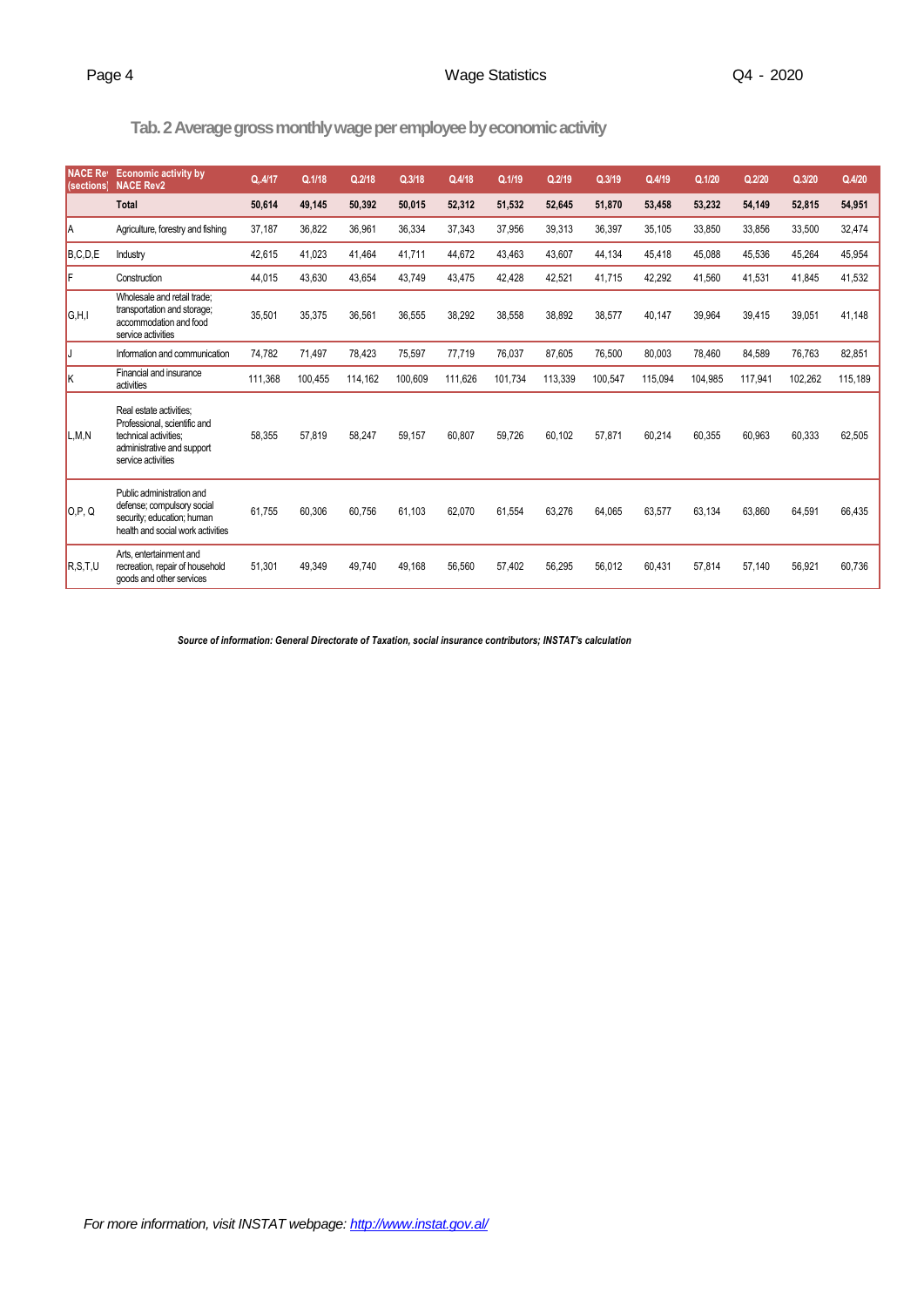## Tab. 2 Average gross monthly wage per employee by economic activity

| NACE Rev (sections) | Economic activity by NACE Rev2 | Q.4/17 | Q.1/18 | Q.2/18 | Q.3/18 | Q.4/18 | Q.1/19 | Q.2/19 | Q.3/19 | Q.4/19 | Q.1/20 | Q.2/20 | Q.3/20 | Q.4/20 |
|---|---|---|---|---|---|---|---|---|---|---|---|---|---|---|
| | **Total** | **50,614** | **49,145** | **50,392** | **50,015** | **52,312** | **51,532** | **52,645** | **51,870** | **53,458** | **53,232** | **54,149** | **52,815** | **54,951** |
| A | Agriculture, forestry and fishing | 37,187 | 36,822 | 36,961 | 36,334 | 37,343 | 37,956 | 39,313 | 36,397 | 35,105 | 33,850 | 33,856 | 33,500 | 32,474 |
| B,C,D,E | Industry | 42,615 | 41,023 | 41,464 | 41,711 | 44,672 | 43,463 | 43,607 | 44,134 | 45,418 | 45,088 | 45,536 | 45,264 | 45,954 |
| F | Construction | 44,015 | 43,630 | 43,654 | 43,749 | 43,475 | 42,428 | 42,521 | 41,715 | 42,292 | 41,560 | 41,531 | 41,845 | 41,532 |
| G,H,I | Wholesale and retail trade; transportation and storage; accommodation and food service activities | 35,501 | 35,375 | 36,561 | 36,555 | 38,292 | 38,558 | 38,892 | 38,577 | 40,147 | 39,964 | 39,415 | 39,051 | 41,148 |
| J | Information and communication | 74,782 | 71,497 | 78,423 | 75,597 | 77,719 | 76,037 | 87,605 | 76,500 | 80,003 | 78,460 | 84,589 | 76,763 | 82,851 |
| K | Financial and insurance activities | 111,368 | 100,455 | 114,162 | 100,609 | 111,626 | 101,734 | 113,339 | 100,547 | 115,094 | 104,985 | 117,941 | 102,262 | 115,189 |
| L,M,N | Real estate activities; Professional, scientific and technical activities; administrative and support service activities | 58,355 | 57,819 | 58,247 | 59,157 | 60,807 | 59,726 | 60,102 | 57,871 | 60,214 | 60,355 | 60,963 | 60,333 | 62,505 |
| O,P, Q | Public administration and defense; compulsory social security; education; human health and social work activities | 61,755 | 60,306 | 60,756 | 61,103 | 62,070 | 61,554 | 63,276 | 64,065 | 63,577 | 63,134 | 63,860 | 64,591 | 66,435 |
| R,S,T,U | Arts, entertainment and recreation, repair of household goods and other services | 51,301 | 49,349 | 49,740 | 49,168 | 56,560 | 57,402 | 56,295 | 56,012 | 60,431 | 57,814 | 57,140 | 56,921 | 60,736 |

***Source of information: General Directorate of Taxation, social insurance contributors; INSTAT's calculation***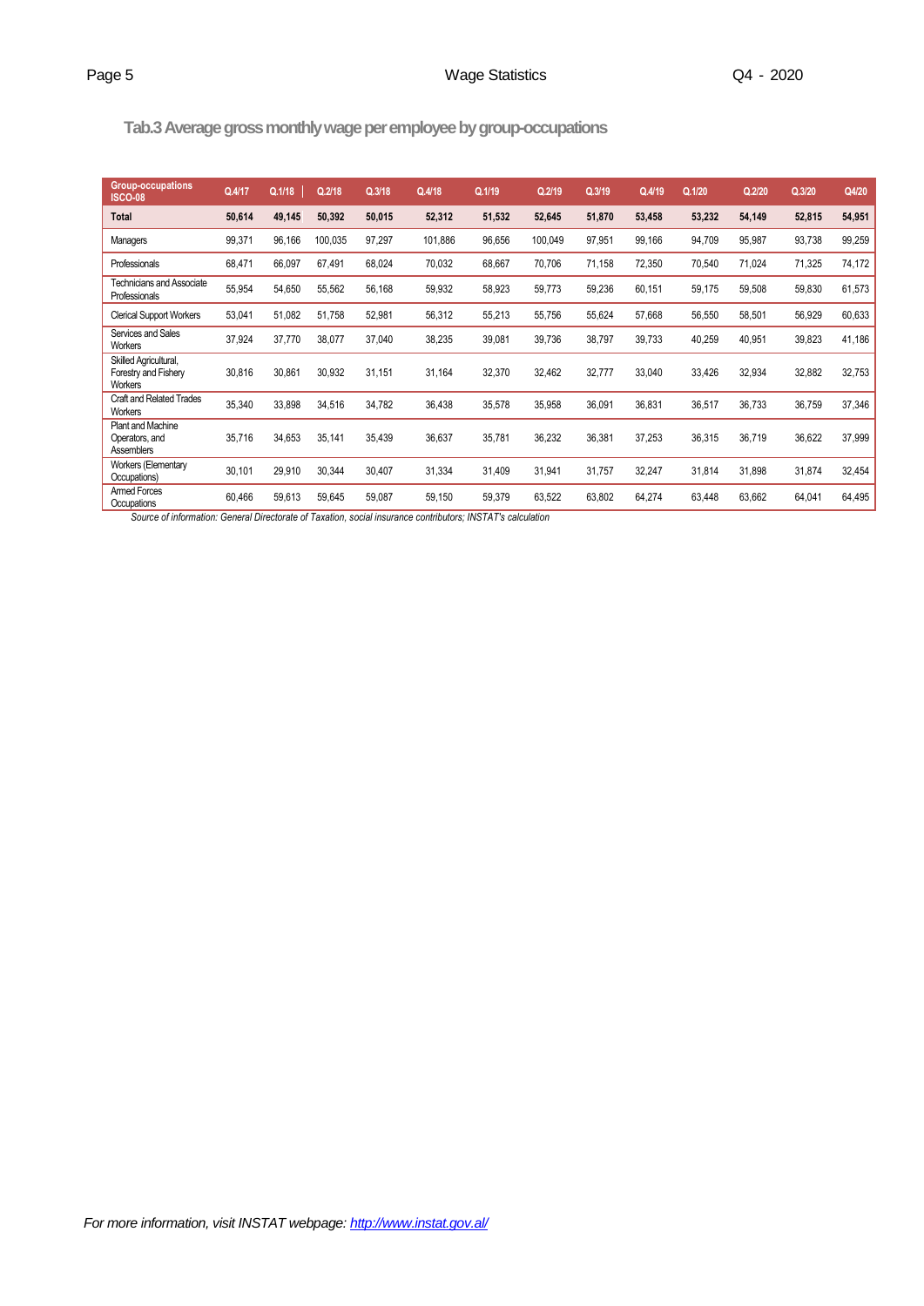### Tab.3 Average gross monthly wage per employee by group-occupations

| Group-occupations ISCO-08 | Q.4/17 | Q.1/18 | Q.2/18 | Q.3/18 | Q.4/18 | Q.1/19 | Q.2/19 | Q.3/19 | Q.4/19 | Q.1/20 | Q.2/20 | Q.3/20 | Q4/20 |
|---|---|---|---|---|---|---|---|---|---|---|---|---|---|
| **Total** | **50,614** | **49,145** | **50,392** | **50,015** | **52,312** | **51,532** | **52,645** | **51,870** | **53,458** | **53,232** | **54,149** | **52,815** | **54,951** |
| Managers | 99,371 | 96,166 | 100,035 | 97,297 | 101,886 | 96,656 | 100,049 | 97,951 | 99,166 | 94,709 | 95,987 | 93,738 | 99,259 |
| Professionals | 68,471 | 66,097 | 67,491 | 68,024 | 70,032 | 68,667 | 70,706 | 71,158 | 72,350 | 70,540 | 71,024 | 71,325 | 74,172 |
| Technicians and Associate Professionals | 55,954 | 54,650 | 55,562 | 56,168 | 59,932 | 58,923 | 59,773 | 59,236 | 60,151 | 59,175 | 59,508 | 59,830 | 61,573 |
| Clerical Support Workers | 53,041 | 51,082 | 51,758 | 52,981 | 56,312 | 55,213 | 55,756 | 55,624 | 57,668 | 56,550 | 58,501 | 56,929 | 60,633 |
| Services and Sales Workers | 37,924 | 37,770 | 38,077 | 37,040 | 38,235 | 39,081 | 39,736 | 38,797 | 39,733 | 40,259 | 40,951 | 39,823 | 41,186 |
| Skilled Agricultural, Forestry and Fishery Workers | 30,816 | 30,861 | 30,932 | 31,151 | 31,164 | 32,370 | 32,462 | 32,777 | 33,040 | 33,426 | 32,934 | 32,882 | 32,753 |
| Craft and Related Trades Workers | 35,340 | 33,898 | 34,516 | 34,782 | 36,438 | 35,578 | 35,958 | 36,091 | 36,831 | 36,517 | 36,733 | 36,759 | 37,346 |
| Plant and Machine Operators, and Assemblers | 35,716 | 34,653 | 35,141 | 35,439 | 36,637 | 35,781 | 36,232 | 36,381 | 37,253 | 36,315 | 36,719 | 36,622 | 37,999 |
| Workers (Elementary Occupations) | 30,101 | 29,910 | 30,344 | 30,407 | 31,334 | 31,409 | 31,941 | 31,757 | 32,247 | 31,814 | 31,898 | 31,874 | 32,454 |
| Armed Forces Occupations | 60,466 | 59,613 | 59,645 | 59,087 | 59,150 | 59,379 | 63,522 | 63,802 | 64,274 | 63,448 | 63,662 | 64,041 | 64,495 |

*Source of information: General Directorate of Taxation, social insurance contributors; INSTAT's calculation*

*For more information, visit INSTAT webpage: [http://www.instat.gov.al/](http://www.instat.gov.al/)*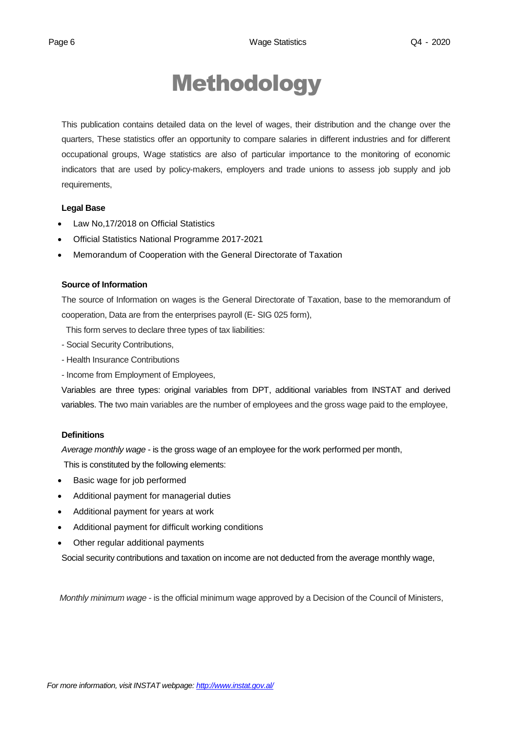# Methodology

This publication contains detailed data on the level of wages, their distribution and the change over the quarters, These statistics offer an opportunity to compare salaries in different industries and for different occupational groups, Wage statistics are also of particular importance to the monitoring of economic indicators that are used by policy-makers, employers and trade unions to assess job supply and job requirements,

**Legal Base**

- Law No,17/2018 on Official Statistics
- Official Statistics National Programme 2017-2021
- Memorandum of Cooperation with the General Directorate of Taxation

**Source of Information**

The source of Information on wages is the General Directorate of Taxation, base to the memorandum of cooperation, Data are from the enterprises payroll (E- SIG 025 form),

This form serves to declare three types of tax liabilities:

- Social Security Contributions,
- Health Insurance Contributions
- Income from Employment of Employees,

Variables are three types: original variables from DPT, additional variables from INSTAT and derived variables. The two main variables are the number of employees and the gross wage paid to the employee,

**Definitions**

*Average monthly wage* - is the gross wage of an employee for the work performed per month,

This is constituted by the following elements:

- Basic wage for job performed
- Additional payment for managerial duties
- Additional payment for years at work
- Additional payment for difficult working conditions
- Other regular additional payments

Social security contributions and taxation on income are not deducted from the average monthly wage,

*Monthly minimum wage* - is the official minimum wage approved by a Decision of the Council of Ministers,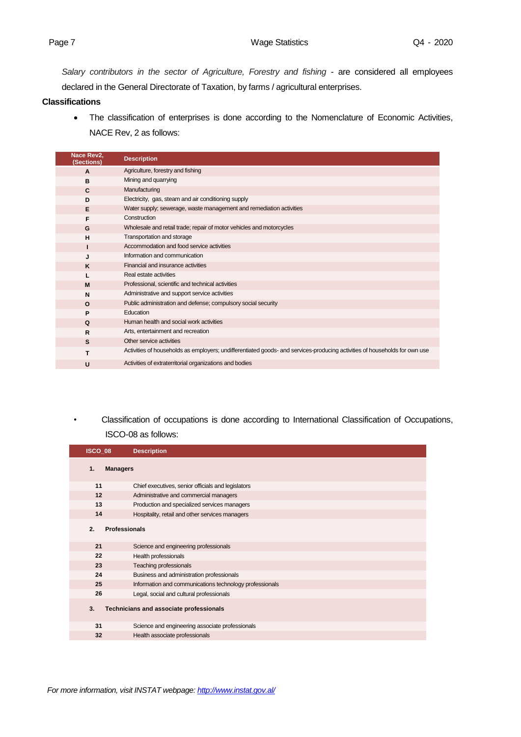*Salary contributors in the sector of Agriculture, Forestry and fishing* - are considered all employees declared in the General Directorate of Taxation, by farms / agricultural enterprises.

**Classifications**

- The classification of enterprises is done according to the Nomenclature of Economic Activities, NACE Rev, 2 as follows:

| Nace Rev2, (Sections) | Description |
|---|---|
| A | Agriculture, forestry and fishing |
| B | Mining and quarrying |
| C | Manufacturing |
| D | Electricity, gas, steam and air conditioning supply |
| E | Water supply; sewerage, waste management and remediation activities |
| F | Construction |
| G | Wholesale and retail trade; repair of motor vehicles and motorcycles |
| H | Transportation and storage |
| I | Accommodation and food service activities |
| J | Information and communication |
| K | Financial and insurance activities |
| L | Real estate activities |
| M | Professional, scientific and technical activities |
| N | Administrative and support service activities |
| O | Public administration and defense; compulsory social security |
| P | Education |
| Q | Human health and social work activities |
| R | Arts, entertainment and recreation |
| S | Other service activities |
| T | Activities of households as employers; undifferentiated goods- and services-producing activities of households for own use |
| U | Activities of extraterritorial organizations and bodies |

- Classification of occupations is done according to International Classification of Occupations, ISCO-08 as follows:

| ISCO_08 | Description |
|---|---|
| **1.** | **Managers** |
| 11 | Chief executives, senior officials and legislators |
| 12 | Administrative and commercial managers |
| 13 | Production and specialized services managers |
| 14 | Hospitality, retail and other services managers |
| **2.** | **Professionals** |
| 21 | Science and engineering professionals |
| 22 | Health professionals |
| 23 | Teaching professionals |
| 24 | Business and administration professionals |
| 25 | Information and communications technology professionals |
| 26 | Legal, social and cultural professionals |
| **3.** | **Technicians and associate professionals** |
| 31 | Science and engineering associate professionals |
| 32 | Health associate professionals |

*For more information, visit INSTAT webpage: [http://www.instat.gov.al/](http://www.instat.gov.al/)*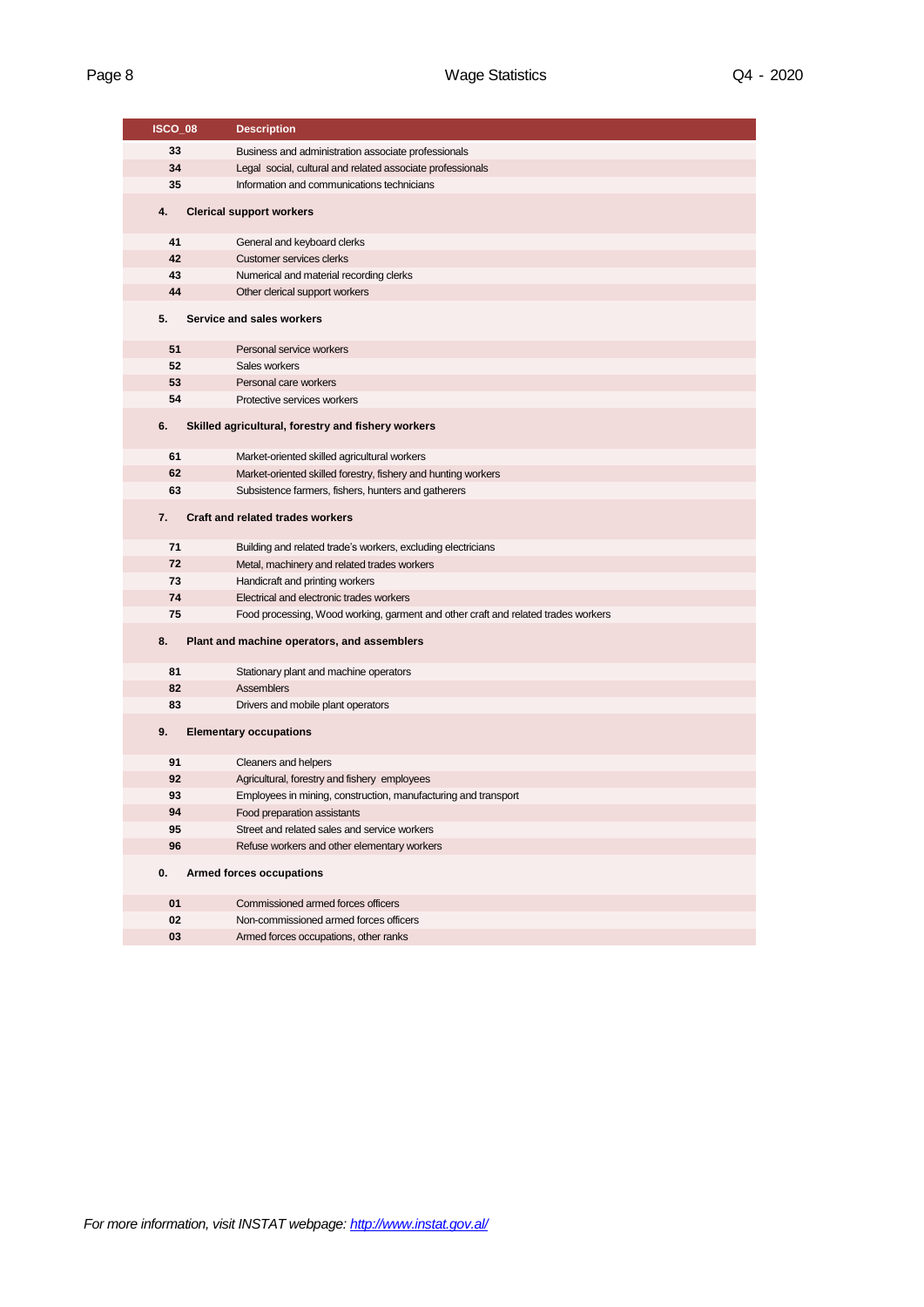| ISCO_08 | Description |
|---|---|
| **33** | Business and administration associate professionals |
| **34** | Legal social, cultural and related associate professionals |
| **35** | Information and communications technicians |
| **4.** | **Clerical support workers** |
| **41** | General and keyboard clerks |
| **42** | Customer services clerks |
| **43** | Numerical and material recording clerks |
| **44** | Other clerical support workers |
| **5.** | **Service and sales workers** |
| **51** | Personal service workers |
| **52** | Sales workers |
| **53** | Personal care workers |
| **54** | Protective services workers |
| **6.** | **Skilled agricultural, forestry and fishery workers** |
| **61** | Market-oriented skilled agricultural workers |
| **62** | Market-oriented skilled forestry, fishery and hunting workers |
| **63** | Subsistence farmers, fishers, hunters and gatherers |
| **7.** | **Craft and related trades workers** |
| **71** | Building and related trade's workers, excluding electricians |
| **72** | Metal, machinery and related trades workers |
| **73** | Handicraft and printing workers |
| **74** | Electrical and electronic trades workers |
| **75** | Food processing, Wood working, garment and other craft and related trades workers |
| **8.** | **Plant and machine operators, and assemblers** |
| **81** | Stationary plant and machine operators |
| **82** | Assemblers |
| **83** | Drivers and mobile plant operators |
| **9.** | **Elementary occupations** |
| **91** | Cleaners and helpers |
| **92** | Agricultural, forestry and fishery employees |
| **93** | Employees in mining, construction, manufacturing and transport |
| **94** | Food preparation assistants |
| **95** | Street and related sales and service workers |
| **96** | Refuse workers and other elementary workers |
| **0.** | **Armed forces occupations** |
| **01** | Commissioned armed forces officers |
| **02** | Non-commissioned armed forces officers |
| **03** | Armed forces occupations, other ranks |

*For more information, visit INSTAT webpage: http://www.instat.gov.al/*